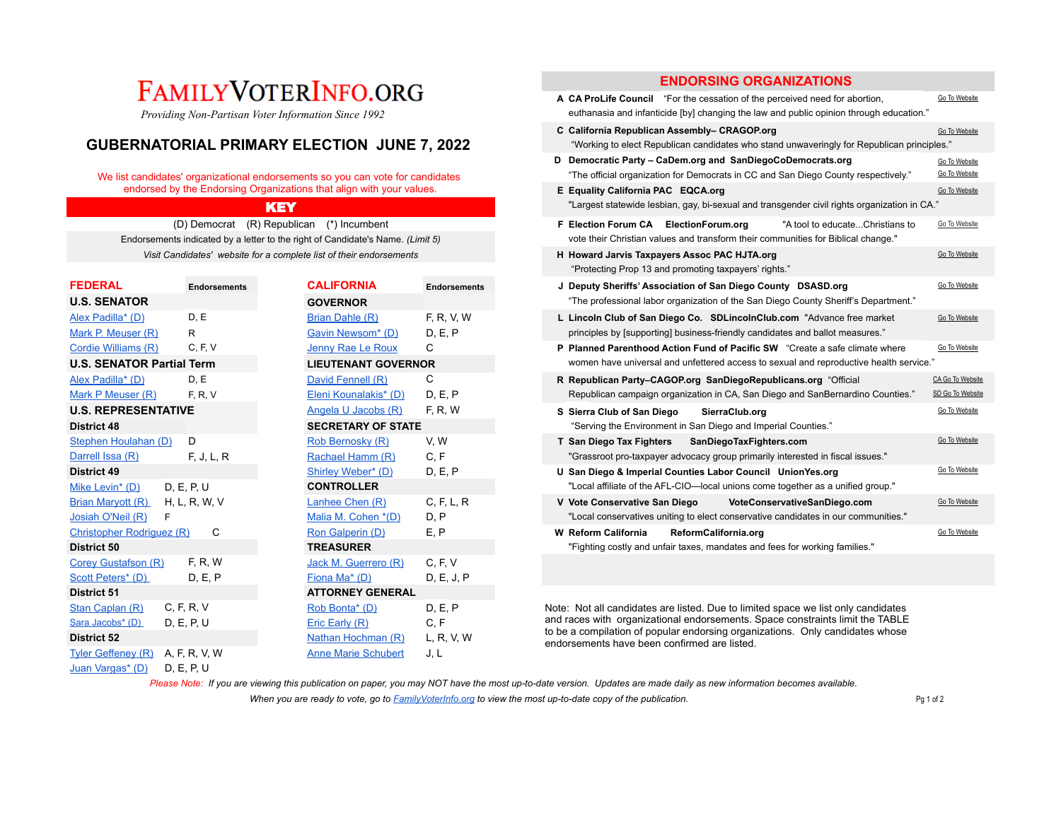# FAMILYVOTERINFO.ORG

*Providing Non-Partisan Voter Information Since 1992*

## GUBERNATORIAL PRIMARY ELECTION JUNE 7, 2022

We list candidates' organizational endorsements so you can vote for candidates endorsed by the Endorsing Organizations that align with your values.

### KEY

(D) Democrat (R) Republican (*) Incumbent

Endorsements indicated by a letter to the right of Candidate's Name. *(Limit 5)*

*Visit Candidates' website for a complete list of their endorsements*

## FEDERAL

| Candidate | Endorsements |
|---|---|
| **U.S. SENATOR** | |
| Alex Padilla* (D) | D, E |
| Mark P. Meuser (R) | R |
| Cordie Williams (R) | C, F, V |
| **U.S. SENATOR Partial Term** | |
| Alex Padilla* (D) | D, E |
| Mark P Meuser (R) | F, R, V |
| **U.S. REPRESENTATIVE** | |
| **District 48** | |
| Stephen Houlahan (D) | D |
| Darrell Issa (R) | F, J, L, R |
| **District 49** | |
| Mike Levin* (D) | D, E, P, U |
| Brian Maryott (R) | H, L, R, W, V |
| Josiah O'Neil (R) | F |
| Christopher Rodriguez (R) | C |
| **District 50** | |
| Corey Gustafson (R) | F, R, W |
| Scott Peters* (D) | D, E, P |
| **District 51** | |
| Stan Caplan (R) | C, F, R, V |
| Sara Jacobs* (D) | D, E, P, U |
| **District 52** | |
| Tyler Geffeney (R) | A, F, R, V, W |
| Juan Vargas* (D) | D, E, P, U |

## CALIFORNIA

| Candidate | Endorsements |
|---|---|
| **GOVERNOR** | |
| Brian Dahle (R) | F, R, V, W |
| Gavin Newsom* (D) | D, E, P |
| Jenny Rae Le Roux | C |
| **LIEUTENANT GOVERNOR** | |
| David Fennell (R) | C |
| Eleni Kounalakis* (D) | D, E, P |
| Angela U Jacobs (R) | F, R, W |
| **SECRETARY OF STATE** | |
| Rob Bernosky (R) | V, W |
| Rachael Hamm (R) | C, F |
| Shirley Weber* (D) | D, E, P |
| **CONTROLLER** | |
| Lanhee Chen (R) | C, F, L, R |
| Malia M. Cohen *(D) | D, P |
| Ron Galperin (D) | E, P |
| **TREASURER** | |
| Jack M. Guerrero (R) | C, F, V |
| Fiona Ma* (D) | D, E, J, P |
| **ATTORNEY GENERAL** | |
| Rob Bonta* (D) | D, E, P |
| Eric Early (R) | C, F |
| Nathan Hochman (R) | L, R, V, W |
| Anne Marie Schubert | J, L |

## ENDORSING ORGANIZATIONS

- **A CA ProLife Council** "For the cessation of the perceived need for abortion, euthanasia and infanticide [by] changing the law and public opinion through education." Go To Website
- **C California Republican Assembly– CRAGOP.org** "Working to elect Republican candidates who stand unwaveringly for Republican principles." Go To Website
- **D Democratic Party – CaDem.org and SanDiegoCoDemocrats.org** "The official organization for Democrats in CC and San Diego County respectively." Go To Website / Go To Website
- **E Equality California PAC EQCA.org** "Largest statewide lesbian, gay, bi-sexual and transgender civil rights organization in CA." Go To Website
- **F Election Forum CA ElectionForum.org** "A tool to educate...Christians to vote their Christian values and transform their communities for Biblical change." Go To Website
- **H Howard Jarvis Taxpayers Assoc PAC HJTA.org** "Protecting Prop 13 and promoting taxpayers' rights." Go To Website
- **J Deputy Sheriffs' Association of San Diego County DSASD.org** "The professional labor organization of the San Diego County Sheriff's Department." Go To Website
- **L Lincoln Club of San Diego Co. SDLincolnClub.com** "Advance free market principles by [supporting] business-friendly candidates and ballot measures." Go To Website
- **P Planned Parenthood Action Fund of Pacific SW** "Create a safe climate where women have universal and unfettered access to sexual and reproductive health service." Go To Website
- **R Republican Party–CAGOP.org SanDiegoRepublicans.org** "Official Republican campaign organization in CA, San Diego and SanBernardino Counties." CA Go To Website / SD Go To Website
- **S Sierra Club of San Diego SierraClub.org** "Serving the Environment in San Diego and Imperial Counties." Go To Website
- **T San Diego Tax Fighters SanDiegoTaxFighters.com** "Grassroot pro-taxpayer advocacy group primarily interested in fiscal issues." Go To Website
- **U San Diego & Imperial Counties Labor Council UnionYes.org** "Local affiliate of the AFL-CIO—local unions come together as a unified group." Go To Website
- **V Vote Conservative San Diego VoteConservativeSanDiego.com** "Local conservatives uniting to elect conservative candidates in our communities." Go To Website
- **W Reform California ReformCalifornia.org** "Fighting costly and unfair taxes, mandates and fees for working families." Go To Website

Note: Not all candidates are listed. Due to limited space we list only candidates and races with organizational endorsements. Space constraints limit the TABLE to be a compilation of popular endorsing organizations. Only candidates whose endorsements have been confirmed are listed.

*Please Note: If you are viewing this publication on paper, you may NOT have the most up-to-date version. Updates are made daily as new information becomes available.*

*When you are ready to vote, go to FamilyVoterInfo.org to view the most up-to-date copy of the publication.*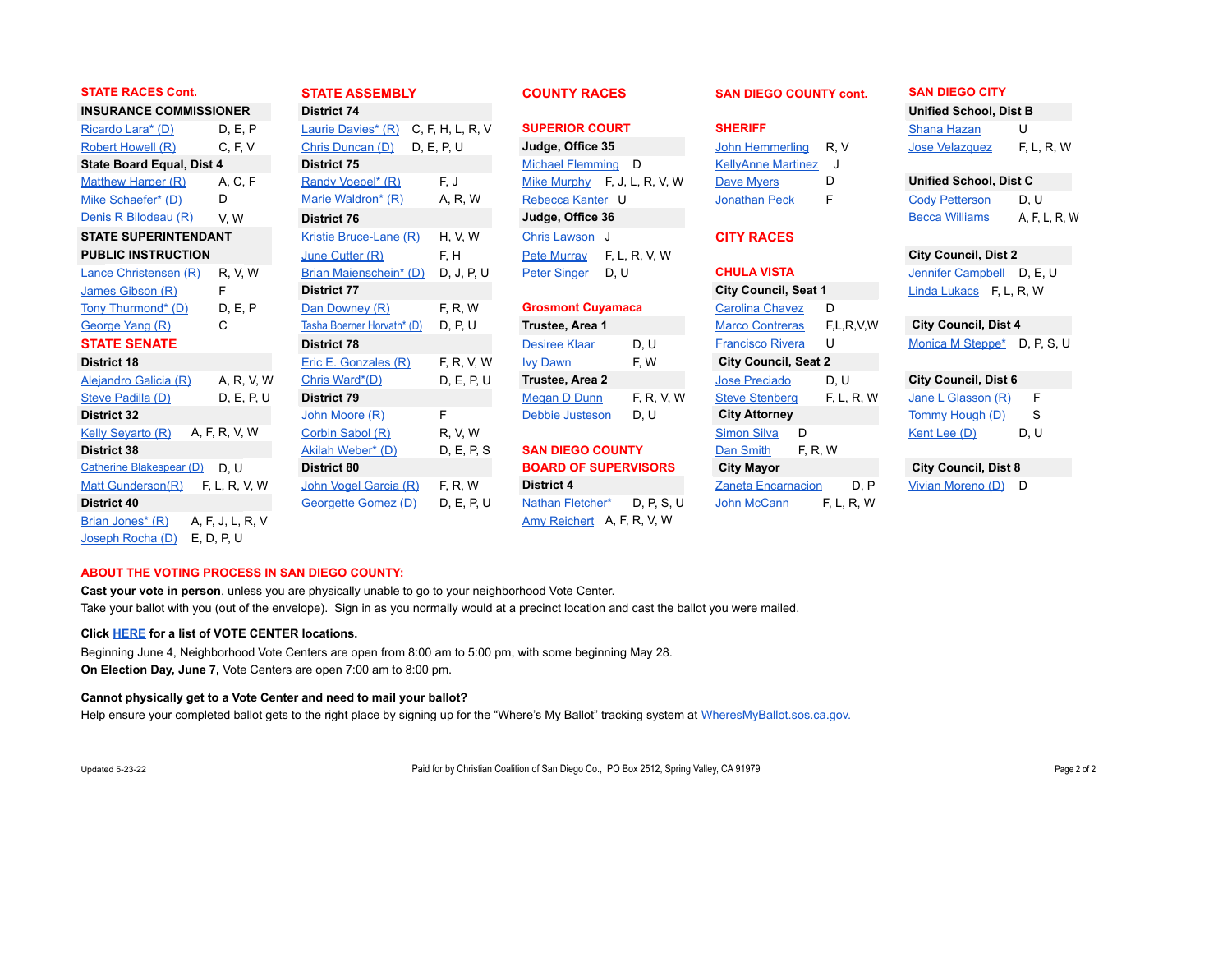## STATE RACES Cont.

**INSURANCE COMMISSIONER**

| | |
|---|---|
| Ricardo Lara* (D) | D, E, P |
| Robert Howell (R) | C, F, V |

**State Board Equal, Dist 4**

| | |
|---|---|
| Matthew Harper (R) | A, C, F |
| Mike Schaefer* (D) | D |
| Denis R Bilodeau (R) | V, W |

**STATE SUPERINTENDANT PUBLIC INSTRUCTION**

| | |
|---|---|
| Lance Christensen (R) | R, V, W |
| James Gibson (R) | F |
| Tony Thurmond* (D) | D, E, P |
| George Yang (R) | C |

## STATE SENATE

**District 18**

| | |
|---|---|
| Alejandro Galicia (R) | A, R, V, W |
| Steve Padilla (D) | D, E, P, U |

**District 32**

| | |
|---|---|
| Kelly Seyarto (R) | A, F, R, V, W |

**District 38**

| | |
|---|---|
| Catherine Blakespear (D) | D, U |
| Matt Gunderson(R) | F, L, R, V, W |

**District 40**

| | |
|---|---|
| Brian Jones* (R) | A, F, J, L, R, V |
| Joseph Rocha (D) | E, D, P, U |

## STATE ASSEMBLY

**District 74**

| | |
|---|---|
| Laurie Davies* (R) | C, F, H, L, R, V |
| Chris Duncan (D) | D, E, P, U |

**District 75**

| | |
|---|---|
| Randy Voepel* (R) | F, J |
| Marie Waldron* (R) | A, R, W |

**District 76**

| | |
|---|---|
| Kristie Bruce-Lane (R) | H, V, W |
| June Cutter (R) | F, H |
| Brian Maienschein* (D) | D, J, P, U |

**District 77**

| | |
|---|---|
| Dan Downey (R) | F, R, W |
| Tasha Boerner Horvath* (D) | D, P, U |

**District 78**

| | |
|---|---|
| Eric E. Gonzales (R) | F, R, V, W |
| Chris Ward*(D) | D, E, P, U |

**District 79**

| | |
|---|---|
| John Moore (R) | F |
| Corbin Sabol (R) | R, V, W |
| Akilah Weber* (D) | D, E, P, S |

**District 80**

| | |
|---|---|
| John Vogel Garcia (R) | F, R, W |
| Georgette Gomez (D) | D, E, P, U |

## COUNTY RACES

### SUPERIOR COURT

**Judge, Office 35**

| | |
|---|---|
| Michael Flemming | D |
| Mike Murphy | F, J, L, R, V, W |
| Rebecca Kanter | U |

**Judge, Office 36**

| | |
|---|---|
| Chris Lawson | J |
| Pete Murray | F, L, R, V, W |
| Peter Singer | D, U |

### Grosmont Cuyamaca

**Trustee, Area 1**

| | |
|---|---|
| Desiree Klaar | D, U |
| Ivy Dawn | F, W |

**Trustee, Area 2**

| | |
|---|---|
| Megan D Dunn | F, R, V, W |
| Debbie Justeson | D, U |

### SAN DIEGO COUNTY BOARD OF SUPERVISORS

**District 4**

| | |
|---|---|
| Nathan Fletcher* | D, P, S, U |
| Amy Reichert | A, F, R, V, W |

## SAN DIEGO COUNTY cont.

### SHERIFF

| | |
|---|---|
| John Hemmerling | R, V |
| KellyAnne Martinez | J |
| Dave Myers | D |
| Jonathan Peck | F |

## CITY RACES

### CHULA VISTA

**City Council, Seat 1**

| | |
|---|---|
| Carolina Chavez | D |
| Marco Contreras | F,L,R,V,W |
| Francisco Rivera | U |

**City Council, Seat 2**

| | |
|---|---|
| Jose Preciado | D, U |
| Steve Stenberg | F, L, R, W |

**City Attorney**

| | |
|---|---|
| Simon Silva | D |
| Dan Smith | F, R, W |

**City Mayor**

| | |
|---|---|
| Zaneta Encarnacion | D, P |
| John McCann | F, L, R, W |

## SAN DIEGO CITY

**Unified School, Dist B**

| | |
|---|---|
| Shana Hazan | U |
| Jose Velazquez | F, L, R, W |

**Unified School, Dist C**

| | |
|---|---|
| Cody Petterson | D, U |
| Becca Williams | A, F, L, R, W |

**City Council, Dist 2**

| | |
|---|---|
| Jennifer Campbell | D, E, U |
| Linda Lukacs | F, L, R, W |

**City Council, Dist 4**

| | |
|---|---|
| Monica M Steppe* | D, P, S, U |

**City Council, Dist 6**

| | |
|---|---|
| Jane L Glasson (R) | F |
| Tommy Hough (D) | S |
| Kent Lee (D) | D, U |

**City Council, Dist 8**

| | |
|---|---|
| Vivian Moreno (D) | D |

## ABOUT THE VOTING PROCESS IN SAN DIEGO COUNTY:

**Cast your vote in person**, unless you are physically unable to go to your neighborhood Vote Center.
Take your ballot with you (out of the envelope). Sign in as you normally would at a precinct location and cast the ballot you were mailed.

**Click HERE for a list of VOTE CENTER locations.**

Beginning June 4, Neighborhood Vote Centers are open from 8:00 am to 5:00 pm, with some beginning May 28.
**On Election Day, June 7,** Vote Centers are open 7:00 am to 8:00 pm.

**Cannot physically get to a Vote Center and need to mail your ballot?**
Help ensure your completed ballot gets to the right place by signing up for the "Where's My Ballot" tracking system at WheresMyBallot.sos.ca.gov.

Updated 5-23-22

Paid for by Christian Coalition of San Diego Co., PO Box 2512, Spring Valley, CA 91979